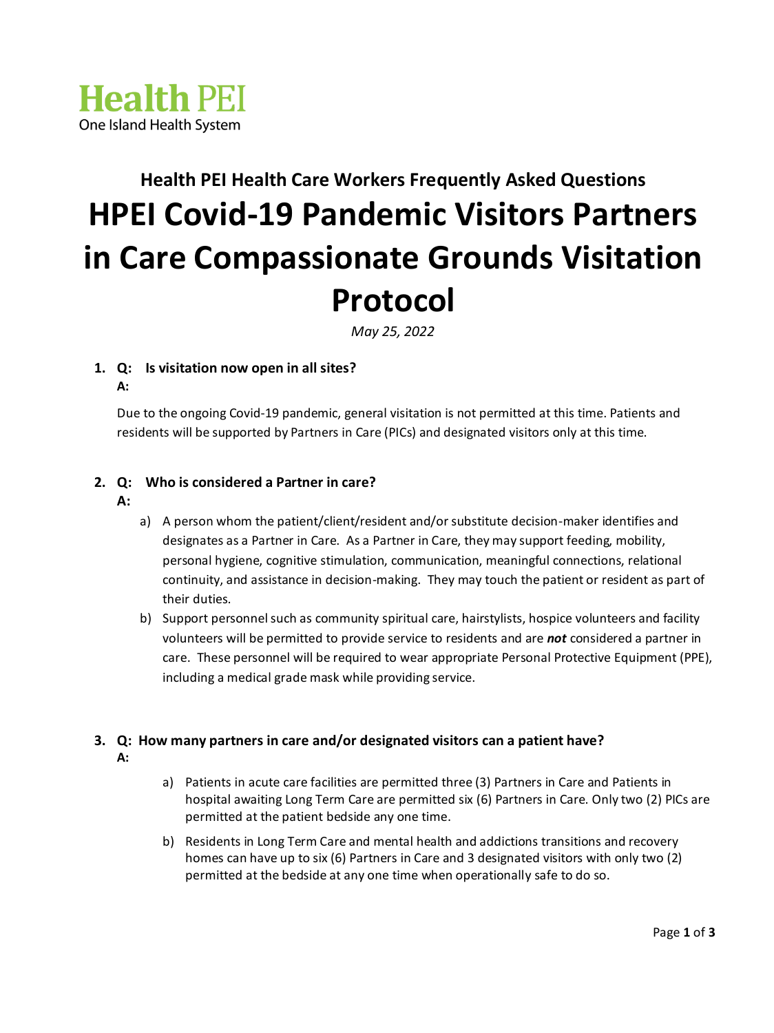Health PEI
One Island Health System

## Health PEI Health Care Workers Frequently Asked Questions

# HPEI Covid-19 Pandemic Visitors Partners in Care Compassionate Grounds Visitation Protocol

*May 25, 2022*

1. **Q: Is visitation now open in all sites?**

   **A:**

   Due to the ongoing Covid-19 pandemic, general visitation is not permitted at this time. Patients and residents will be supported by Partners in Care (PICs) and designated visitors only at this time.

2. **Q: Who is considered a Partner in care?**

   **A:**

   a) A person whom the patient/client/resident and/or substitute decision-maker identifies and designates as a Partner in Care. As a Partner in Care, they may support feeding, mobility, personal hygiene, cognitive stimulation, communication, meaningful connections, relational continuity, and assistance in decision-making. They may touch the patient or resident as part of their duties.

   b) Support personnel such as community spiritual care, hairstylists, hospice volunteers and facility volunteers will be permitted to provide service to residents and are ***not*** considered a partner in care. These personnel will be required to wear appropriate Personal Protective Equipment (PPE), including a medical grade mask while providing service.

3. **Q: How many partners in care and/or designated visitors can a patient have?**

   **A:**

   a) Patients in acute care facilities are permitted three (3) Partners in Care and Patients in hospital awaiting Long Term Care are permitted six (6) Partners in Care. Only two (2) PICs are permitted at the patient bedside any one time.

   b) Residents in Long Term Care and mental health and addictions transitions and recovery homes can have up to six (6) Partners in Care and 3 designated visitors with only two (2) permitted at the bedside at any one time when operationally safe to do so.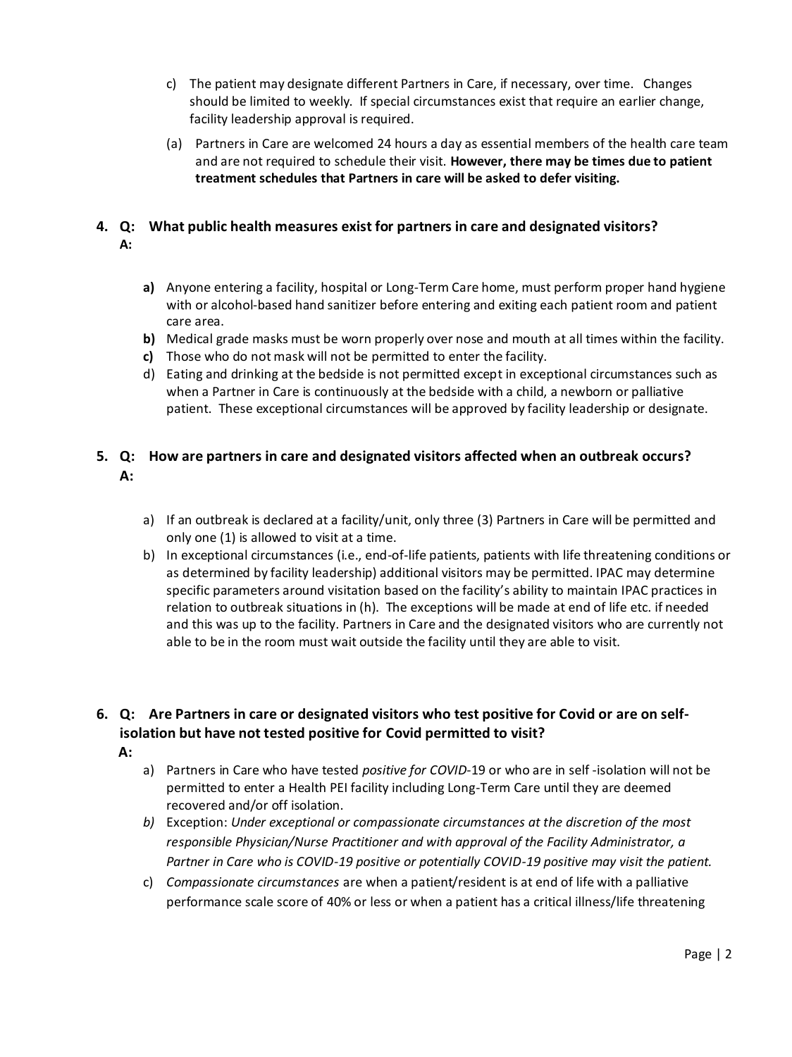c) The patient may designate different Partners in Care, if necessary, over time. Changes should be limited to weekly. If special circumstances exist that require an earlier change, facility leadership approval is required.

(a) Partners in Care are welcomed 24 hours a day as essential members of the health care team and are not required to schedule their visit. **However, there may be times due to patient treatment schedules that Partners in care will be asked to defer visiting.**

**4. Q: What public health measures exist for partners in care and designated visitors?**
**A:**

**a)** Anyone entering a facility, hospital or Long-Term Care home, must perform proper hand hygiene with or alcohol-based hand sanitizer before entering and exiting each patient room and patient care area.
**b)** Medical grade masks must be worn properly over nose and mouth at all times within the facility.
**c)** Those who do not mask will not be permitted to enter the facility.
d) Eating and drinking at the bedside is not permitted except in exceptional circumstances such as when a Partner in Care is continuously at the bedside with a child, a newborn or palliative patient. These exceptional circumstances will be approved by facility leadership or designate.

**5. Q: How are partners in care and designated visitors affected when an outbreak occurs?**
**A:**

a) If an outbreak is declared at a facility/unit, only three (3) Partners in Care will be permitted and only one (1) is allowed to visit at a time.
b) In exceptional circumstances (i.e., end-of-life patients, patients with life threatening conditions or as determined by facility leadership) additional visitors may be permitted. IPAC may determine specific parameters around visitation based on the facility's ability to maintain IPAC practices in relation to outbreak situations in (h). The exceptions will be made at end of life etc. if needed and this was up to the facility. Partners in Care and the designated visitors who are currently not able to be in the room must wait outside the facility until they are able to visit.

**6. Q: Are Partners in care or designated visitors who test positive for Covid or are on self-isolation but have not tested positive for Covid permitted to visit?**
**A:**

a) Partners in Care who have tested *positive for COVID*-19 or who are in self -isolation will not be permitted to enter a Health PEI facility including Long-Term Care until they are deemed recovered and/or off isolation.
*b)* Exception: *Under exceptional or compassionate circumstances at the discretion of the most responsible Physician/Nurse Practitioner and with approval of the Facility Administrator, a Partner in Care who is COVID-19 positive or potentially COVID-19 positive may visit the patient.*
c) *Compassionate circumstances* are when a patient/resident is at end of life with a palliative performance scale score of 40% or less or when a patient has a critical illness/life threatening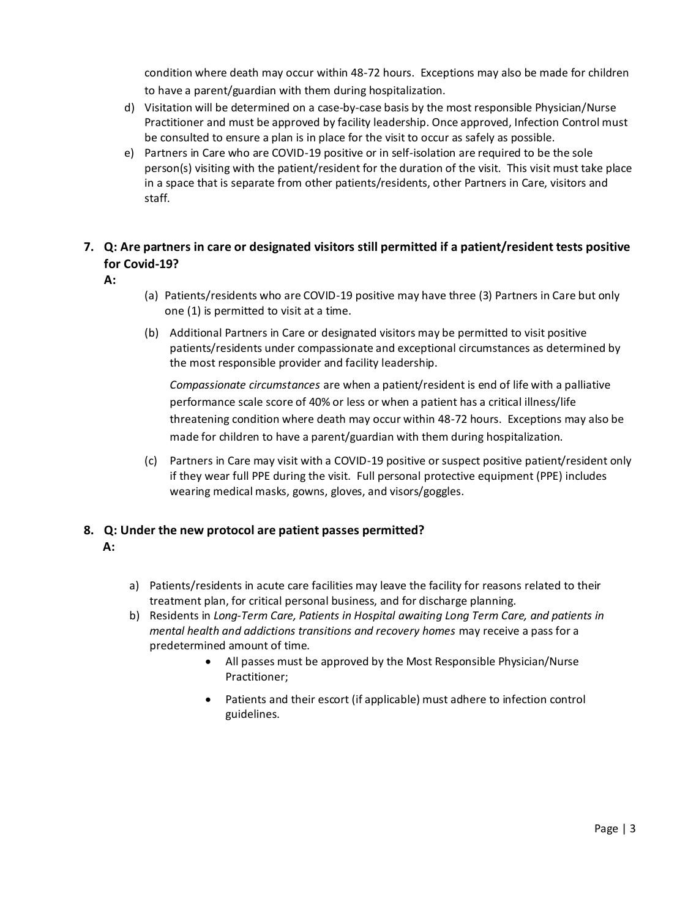condition where death may occur within 48-72 hours. Exceptions may also be made for children to have a parent/guardian with them during hospitalization.

d) Visitation will be determined on a case-by-case basis by the most responsible Physician/Nurse Practitioner and must be approved by facility leadership. Once approved, Infection Control must be consulted to ensure a plan is in place for the visit to occur as safely as possible.

e) Partners in Care who are COVID-19 positive or in self-isolation are required to be the sole person(s) visiting with the patient/resident for the duration of the visit. This visit must take place in a space that is separate from other patients/residents, other Partners in Care, visitors and staff.

**7. Q: Are partners in care or designated visitors still permitted if a patient/resident tests positive for Covid-19?**

**A:**

(a) Patients/residents who are COVID-19 positive may have three (3) Partners in Care but only one (1) is permitted to visit at a time.

(b) Additional Partners in Care or designated visitors may be permitted to visit positive patients/residents under compassionate and exceptional circumstances as determined by the most responsible provider and facility leadership.

*Compassionate circumstances* are when a patient/resident is end of life with a palliative performance scale score of 40% or less or when a patient has a critical illness/life threatening condition where death may occur within 48-72 hours. Exceptions may also be made for children to have a parent/guardian with them during hospitalization.

(c) Partners in Care may visit with a COVID-19 positive or suspect positive patient/resident only if they wear full PPE during the visit. Full personal protective equipment (PPE) includes wearing medical masks, gowns, gloves, and visors/goggles.

**8. Q: Under the new protocol are patient passes permitted?**

**A:**

a) Patients/residents in acute care facilities may leave the facility for reasons related to their treatment plan, for critical personal business, and for discharge planning.

b) Residents in *Long-Term Care, Patients in Hospital awaiting Long Term Care, and patients in mental health and addictions transitions and recovery homes* may receive a pass for a predetermined amount of time.

- All passes must be approved by the Most Responsible Physician/Nurse Practitioner;
- Patients and their escort (if applicable) must adhere to infection control guidelines.